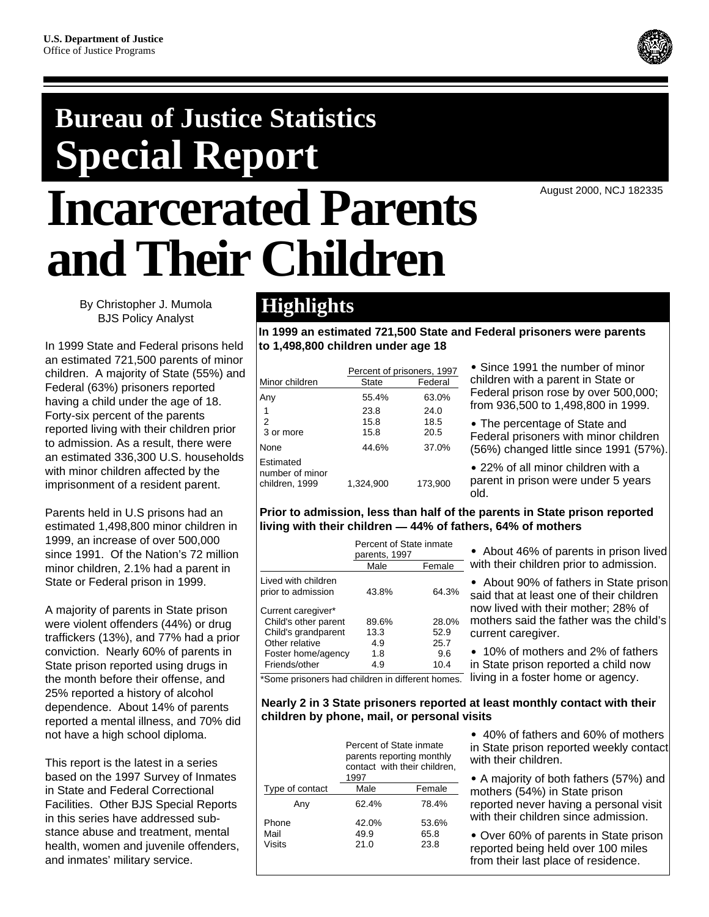U.S. Department of Justice
Office of Justice Programs

# Bureau of Justice Statistics Special Report

August 2000, NCJ 182335

# Incarcerated Parents and Their Children

By Christopher J. Mumola
BJS Policy Analyst

In 1999 State and Federal prisons held an estimated 721,500 parents of minor children. A majority of State (55%) and Federal (63%) prisoners reported having a child under the age of 18. Forty-six percent of the parents reported living with their children prior to admission. As a result, there were an estimated 336,300 U.S. households with minor children affected by the imprisonment of a resident parent.

Parents held in U.S prisons had an estimated 1,498,800 minor children in 1999, an increase of over 500,000 since 1991. Of the Nation's 72 million minor children, 2.1% had a parent in State or Federal prison in 1999.

A majority of parents in State prison were violent offenders (44%) or drug traffickers (13%), and 77% had a prior conviction. Nearly 60% of parents in State prison reported using drugs in the month before their offense, and 25% reported a history of alcohol dependence. About 14% of parents reported a mental illness, and 70% did not have a high school diploma.

This report is the latest in a series based on the 1997 Survey of Inmates in State and Federal Correctional Facilities. Other BJS Special Reports in this series have addressed substance abuse and treatment, mental health, women and juvenile offenders, and inmates' military service.

## Highlights

**In 1999 an estimated 721,500 State and Federal prisoners were parents to 1,498,800 children under age 18**

| | Percent of prisoners, 1997 | |
|---|---|---|
| Minor children | State | Federal |
| Any | 55.4% | 63.0% |
| 1 | 23.8 | 24.0 |
| 2 | 15.8 | 18.5 |
| 3 or more | 15.8 | 20.5 |
| None | 44.6% | 37.0% |
| Estimated number of minor children, 1999 | 1,324,900 | 173,900 |

- Since 1991 the number of minor children with a parent in State or Federal prison rose by over 500,000; from 936,500 to 1,498,800 in 1999.
- The percentage of State and Federal prisoners with minor children (56%) changed little since 1991 (57%).
- 22% of all minor children with a parent in prison were under 5 years old.

**Prior to admission, less than half of the parents in State prison reported living with their children — 44% of fathers, 64% of mothers**

| | Percent of State inmate parents, 1997 | |
|---|---|---|
| | Male | Female |
| Lived with children prior to admission | 43.8% | 64.3% |
| Current caregiver* | | |
| Child's other parent | 89.6% | 28.0% |
| Child's grandparent | 13.3 | 52.9 |
| Other relative | 4.9 | 25.7 |
| Foster home/agency | 1.8 | 9.6 |
| Friends/other | 4.9 | 10.4 |

*Some prisoners had children in different homes.

- About 46% of parents in prison lived with their children prior to admission.
- About 90% of fathers in State prison said that at least one of their children now lived with their mother; 28% of mothers said the father was the child's current caregiver.
- 10% of mothers and 2% of fathers in State prison reported a child now living in a foster home or agency.

**Nearly 2 in 3 State prisoners reported at least monthly contact with their children by phone, mail, or personal visits**

| | Percent of State inmate parents reporting monthly contact with their children, 1997 | |
|---|---|---|
| Type of contact | Male | Female |
| Any | 62.4% | 78.4% |
| Phone | 42.0% | 53.6% |
| Mail | 49.9 | 65.8 |
| Visits | 21.0 | 23.8 |

- 40% of fathers and 60% of mothers in State prison reported weekly contact with their children.
- A majority of both fathers (57%) and mothers (54%) in State prison reported never having a personal visit with their children since admission.
- Over 60% of parents in State prison reported being held over 100 miles from their last place of residence.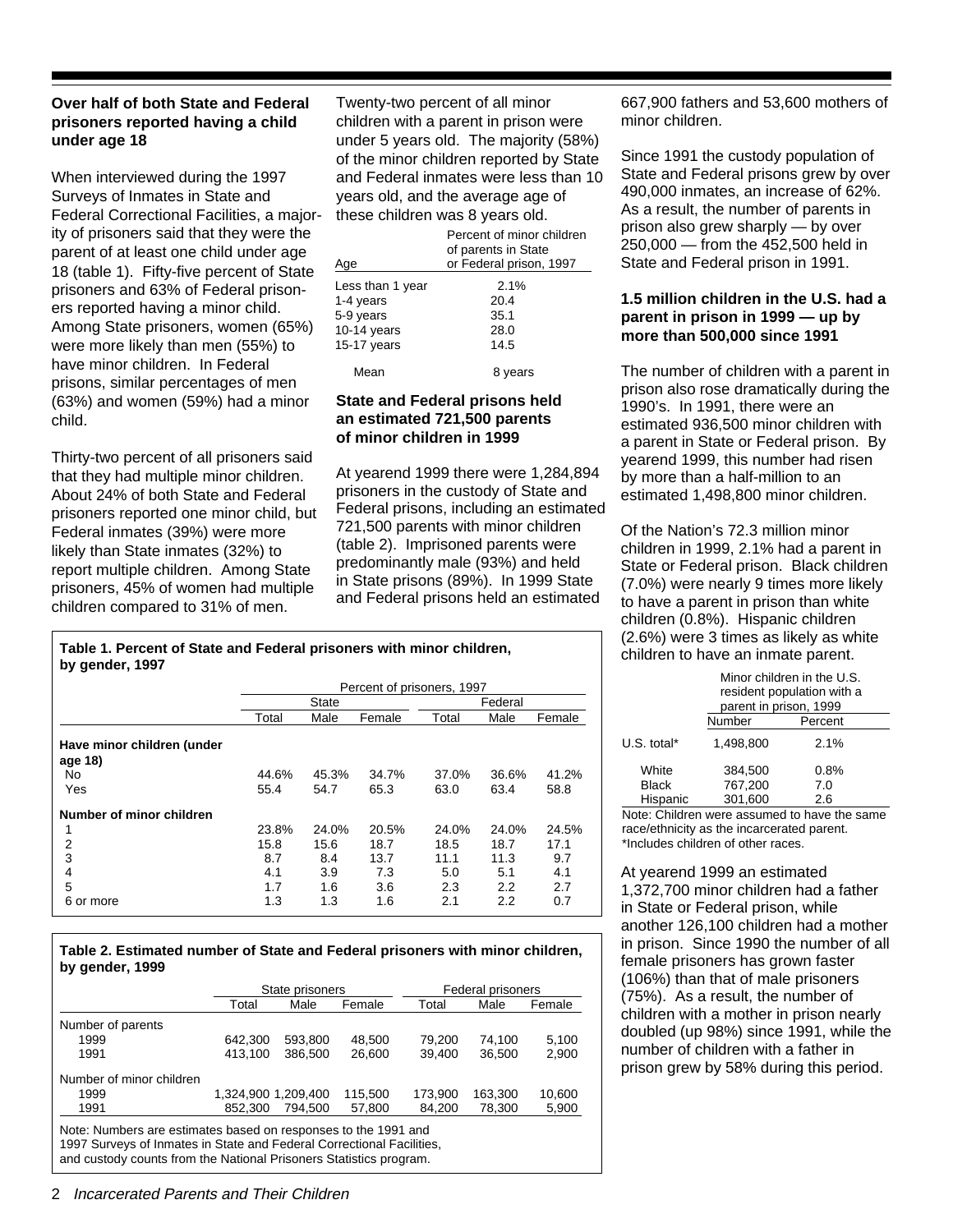### Over half of both State and Federal prisoners reported having a child under age 18

When interviewed during the 1997 Surveys of Inmates in State and Federal Correctional Facilities, a majority of prisoners said that they were the parent of at least one child under age 18 (table 1). Fifty-five percent of State prisoners and 63% of Federal prisoners reported having a minor child. Among State prisoners, women (65%) were more likely than men (55%) to have minor children. In Federal prisons, similar percentages of men (63%) and women (59%) had a minor child.

Thirty-two percent of all prisoners said that they had multiple minor children. About 24% of both State and Federal prisoners reported one minor child, but Federal inmates (39%) were more likely than State inmates (32%) to report multiple children. Among State prisoners, 45% of women had multiple children compared to 31% of men.

Twenty-two percent of all minor children with a parent in prison were under 5 years old. The majority (58%) of the minor children reported by State and Federal inmates were less than 10 years old, and the average age of these children was 8 years old.

| Age | Percent of minor children of parents in State or Federal prison, 1997 |
|---|---|
| Less than 1 year | 2.1% |
| 1-4 years | 20.4 |
| 5-9 years | 35.1 |
| 10-14 years | 28.0 |
| 15-17 years | 14.5 |
| Mean | 8 years |

### State and Federal prisons held an estimated 721,500 parents of minor children in 1999

At yearend 1999 there were 1,284,894 prisoners in the custody of State and Federal prisons, including an estimated 721,500 parents with minor children (table 2). Imprisoned parents were predominantly male (93%) and held in State prisons (89%). In 1999 State and Federal prisons held an estimated 667,900 fathers and 53,600 mothers of minor children.

Since 1991 the custody population of State and Federal prisons grew by over 490,000 inmates, an increase of 62%. As a result, the number of parents in prison also grew sharply — by over 250,000 — from the 452,500 held in State and Federal prison in 1991.

**Table 1. Percent of State and Federal prisoners with minor children, by gender, 1997**

| | Percent of prisoners, 1997 | | | | | |
|---|---|---|---|---|---|---|
| | State | | | Federal | | |
| | Total | Male | Female | Total | Male | Female |
| **Have minor children (under age 18)** | | | | | | |
| No | 44.6% | 45.3% | 34.7% | 37.0% | 36.6% | 41.2% |
| Yes | 55.4 | 54.7 | 65.3 | 63.0 | 63.4 | 58.8 |
| **Number of minor children** | | | | | | |
| 1 | 23.8% | 24.0% | 20.5% | 24.0% | 24.0% | 24.5% |
| 2 | 15.8 | 15.6 | 18.7 | 18.5 | 18.7 | 17.1 |
| 3 | 8.7 | 8.4 | 13.7 | 11.1 | 11.3 | 9.7 |
| 4 | 4.1 | 3.9 | 7.3 | 5.0 | 5.1 | 4.1 |
| 5 | 1.7 | 1.6 | 3.6 | 2.3 | 2.2 | 2.7 |
| 6 or more | 1.3 | 1.3 | 1.6 | 2.1 | 2.2 | 0.7 |

**Table 2. Estimated number of State and Federal prisoners with minor children, by gender, 1999**

| | State prisoners | | | Federal prisoners | | |
|---|---|---|---|---|---|---|
| | Total | Male | Female | Total | Male | Female |
| Number of parents | | | | | | |
| 1999 | 642,300 | 593,800 | 48,500 | 79,200 | 74,100 | 5,100 |
| 1991 | 413,100 | 386,500 | 26,600 | 39,400 | 36,500 | 2,900 |
| Number of minor children | | | | | | |
| 1999 | 1,324,900 | 1,209,400 | 115,500 | 173,900 | 163,300 | 10,600 |
| 1991 | 852,300 | 794,500 | 57,800 | 84,200 | 78,300 | 5,900 |

Note: Numbers are estimates based on responses to the 1991 and 1997 Surveys of Inmates in State and Federal Correctional Facilities, and custody counts from the National Prisoners Statistics program.

### 1.5 million children in the U.S. had a parent in prison in 1999 — up by more than 500,000 since 1991

The number of children with a parent in prison also rose dramatically during the 1990's. In 1991, there were an estimated 936,500 minor children with a parent in State or Federal prison. By yearend 1999, this number had risen by more than a half-million to an estimated 1,498,800 minor children.

Of the Nation's 72.3 million minor children in 1999, 2.1% had a parent in State or Federal prison. Black children (7.0%) were nearly 9 times more likely to have a parent in prison than white children (0.8%). Hispanic children (2.6%) were 3 times as likely as white children to have an inmate parent.

| | Minor children in the U.S. resident population with a parent in prison, 1999 | |
|---|---|---|
| | Number | Percent |
| U.S. total* | 1,498,800 | 2.1% |
| White | 384,500 | 0.8% |
| Black | 767,200 | 7.0 |
| Hispanic | 301,600 | 2.6 |

Note: Children were assumed to have the same race/ethnicity as the incarcerated parent.
*Includes children of other races.

At yearend 1999 an estimated 1,372,700 minor children had a father in State or Federal prison, while another 126,100 children had a mother in prison. Since 1990 the number of all female prisoners has grown faster (106%) than that of male prisoners (75%). As a result, the number of children with a mother in prison nearly doubled (up 98%) since 1991, while the number of children with a father in prison grew by 58% during this period.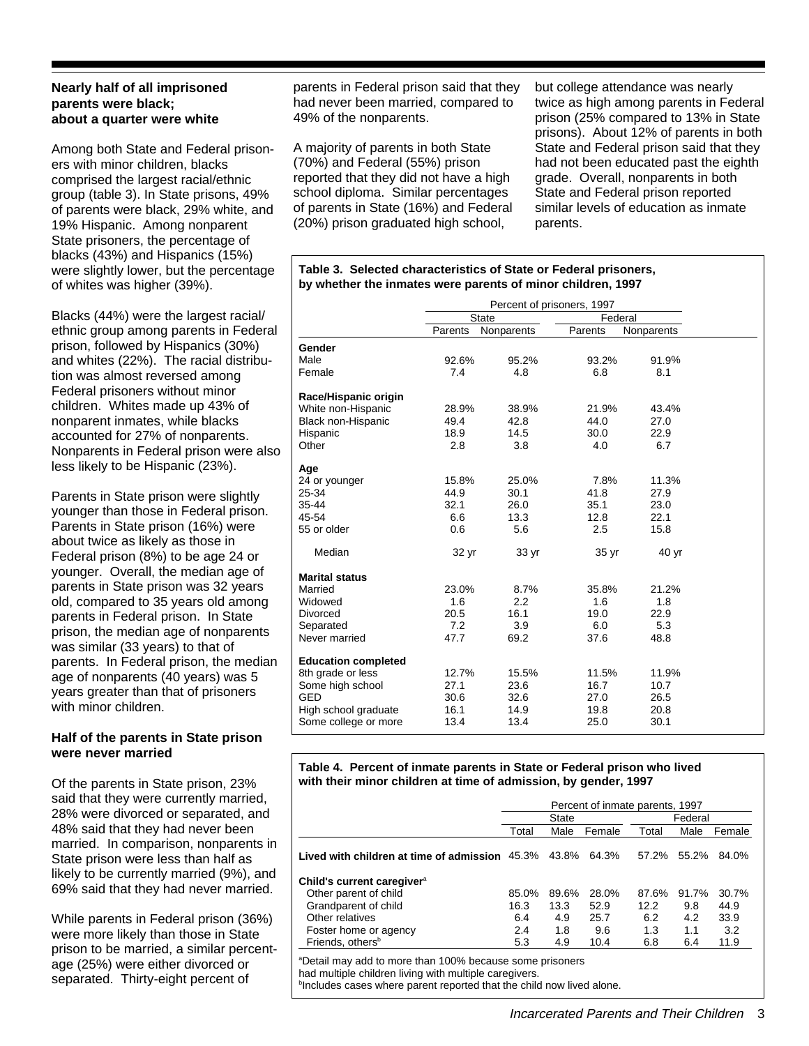### Nearly half of all imprisoned parents were black; about a quarter were white

Among both State and Federal prisoners with minor children, blacks comprised the largest racial/ethnic group (table 3). In State prisons, 49% of parents were black, 29% white, and 19% Hispanic. Among nonparent State prisoners, the percentage of blacks (43%) and Hispanics (15%) were slightly lower, but the percentage of whites was higher (39%).

Blacks (44%) were the largest racial/ethnic group among parents in Federal prison, followed by Hispanics (30%) and whites (22%). The racial distribution was almost reversed among Federal prisoners without minor children. Whites made up 43% of nonparent inmates, while blacks accounted for 27% of nonparents. Nonparents in Federal prison were also less likely to be Hispanic (23%).

Parents in State prison were slightly younger than those in Federal prison. Parents in State prison (16%) were about twice as likely as those in Federal prison (8%) to be age 24 or younger. Overall, the median age of parents in State prison was 32 years old, compared to 35 years old among parents in Federal prison. In State prison, the median age of nonparents was similar (33 years) to that of parents. In Federal prison, the median age of nonparents (40 years) was 5 years greater than that of prisoners with minor children.

### Half of the parents in State prison were never married

Of the parents in State prison, 23% said that they were currently married, 28% were divorced or separated, and 48% said that they had never been married. In comparison, nonparents in State prison were less than half as likely to be currently married (9%), and 69% said that they had never married.

While parents in Federal prison (36%) were more likely than those in State prison to be married, a similar percentage (25%) were either divorced or separated. Thirty-eight percent of parents in Federal prison said that they had never been married, compared to 49% of the nonparents.

A majority of parents in both State (70%) and Federal (55%) prison reported that they did not have a high school diploma. Similar percentages of parents in State (16%) and Federal (20%) prison graduated high school, but college attendance was nearly twice as high among parents in Federal prison (25% compared to 13% in State prisons). About 12% of parents in both State and Federal prison said that they had not been educated past the eighth grade. Overall, nonparents in both State and Federal prison reported similar levels of education as inmate parents.

**Table 3. Selected characteristics of State or Federal prisoners, by whether the inmates were parents of minor children, 1997**

| | Percent of prisoners, 1997 | | | |
|---|---|---|---|---|
| | State | | Federal | |
| | Parents | Nonparents | Parents | Nonparents |
| **Gender** | | | | |
| Male | 92.6% | 95.2% | 93.2% | 91.9% |
| Female | 7.4 | 4.8 | 6.8 | 8.1 |
| **Race/Hispanic origin** | | | | |
| White non-Hispanic | 28.9% | 38.9% | 21.9% | 43.4% |
| Black non-Hispanic | 49.4 | 42.8 | 44.0 | 27.0 |
| Hispanic | 18.9 | 14.5 | 30.0 | 22.9 |
| Other | 2.8 | 3.8 | 4.0 | 6.7 |
| **Age** | | | | |
| 24 or younger | 15.8% | 25.0% | 7.8% | 11.3% |
| 25-34 | 44.9 | 30.1 | 41.8 | 27.9 |
| 35-44 | 32.1 | 26.0 | 35.1 | 23.0 |
| 45-54 | 6.6 | 13.3 | 12.8 | 22.1 |
| 55 or older | 0.6 | 5.6 | 2.5 | 15.8 |
| Median | 32 yr | 33 yr | 35 yr | 40 yr |
| **Marital status** | | | | |
| Married | 23.0% | 8.7% | 35.8% | 21.2% |
| Widowed | 1.6 | 2.2 | 1.6 | 1.8 |
| Divorced | 20.5 | 16.1 | 19.0 | 22.9 |
| Separated | 7.2 | 3.9 | 6.0 | 5.3 |
| Never married | 47.7 | 69.2 | 37.6 | 48.8 |
| **Education completed** | | | | |
| 8th grade or less | 12.7% | 15.5% | 11.5% | 11.9% |
| Some high school | 27.1 | 23.6 | 16.7 | 10.7 |
| GED | 30.6 | 32.6 | 27.0 | 26.5 |
| High school graduate | 16.1 | 14.9 | 19.8 | 20.8 |
| Some college or more | 13.4 | 13.4 | 25.0 | 30.1 |

**Table 4. Percent of inmate parents in State or Federal prison who lived with their minor children at time of admission, by gender, 1997**

| | Percent of inmate parents, 1997 | | | | | |
|---|---|---|---|---|---|---|
| | State | | | Federal | | |
| | Total | Male | Female | Total | Male | Female |
| **Lived with children at time of admission** | 45.3% | 43.8% | 64.3% | 57.2% | 55.2% | 84.0% |
| **Child's current caregiver**[a] | | | | | | |
| Other parent of child | 85.0% | 89.6% | 28.0% | 87.6% | 91.7% | 30.7% |
| Grandparent of child | 16.3 | 13.3 | 52.9 | 12.2 | 9.8 | 44.9 |
| Other relatives | 6.4 | 4.9 | 25.7 | 6.2 | 4.2 | 33.9 |
| Foster home or agency | 2.4 | 1.8 | 9.6 | 1.3 | 1.1 | 3.2 |
| Friends, others[b] | 5.3 | 4.9 | 10.4 | 6.8 | 6.4 | 11.9 |

[a]Detail may add to more than 100% because some prisoners had multiple children living with multiple caregivers.
[b]Includes cases where parent reported that the child now lived alone.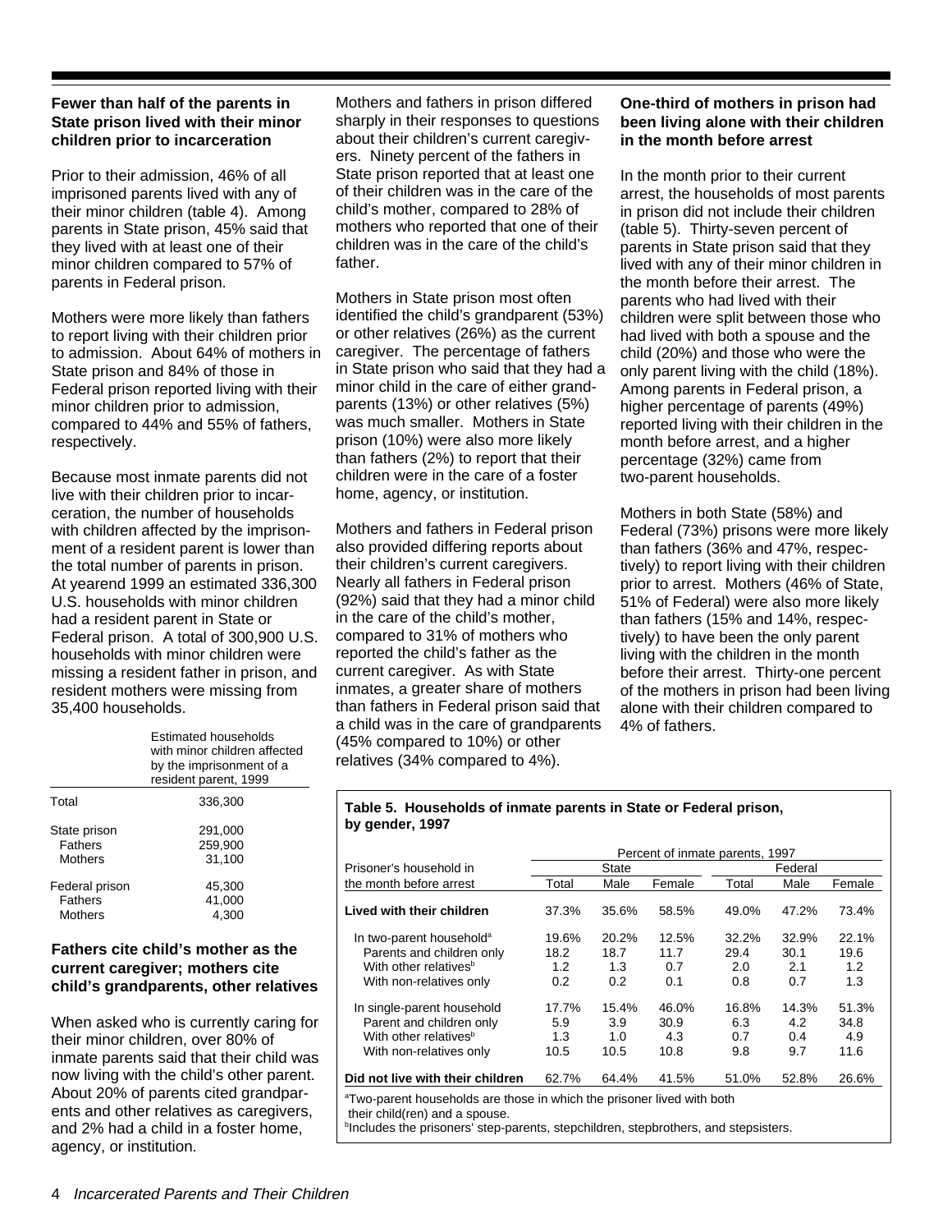### Fewer than half of the parents in State prison lived with their minor children prior to incarceration

Prior to their admission, 46% of all imprisoned parents lived with any of their minor children (table 4). Among parents in State prison, 45% said that they lived with at least one of their minor children compared to 57% of parents in Federal prison.

Mothers were more likely than fathers to report living with their children prior to admission. About 64% of mothers in State prison and 84% of those in Federal prison reported living with their minor children prior to admission, compared to 44% and 55% of fathers, respectively.

Because most inmate parents did not live with their children prior to incarceration, the number of households with children affected by the imprisonment of a resident parent is lower than the total number of parents in prison. At yearend 1999 an estimated 336,300 U.S. households with minor children had a resident parent in State or Federal prison. A total of 300,900 U.S. households with minor children were missing a resident father in prison, and resident mothers were missing from 35,400 households.

| | Estimated households with minor children affected by the imprisonment of a resident parent, 1999 |
|---|---|
| Total | 336,300 |
| State prison | 291,000 |
| Fathers | 259,900 |
| Mothers | 31,100 |
| Federal prison | 45,300 |
| Fathers | 41,000 |
| Mothers | 4,300 |

### Fathers cite child's mother as the current caregiver; mothers cite child's grandparents, other relatives

When asked who is currently caring for their minor children, over 80% of inmate parents said that their child was now living with the child's other parent. About 20% of parents cited grandparents and other relatives as caregivers, and 2% had a child in a foster home, agency, or institution.

Mothers and fathers in prison differed sharply in their responses to questions about their children's current caregivers. Ninety percent of the fathers in State prison reported that at least one of their children was in the care of the child's mother, compared to 28% of mothers who reported that one of their children was in the care of the child's father.

Mothers in State prison most often identified the child's grandparent (53%) or other relatives (26%) as the current caregiver. The percentage of fathers in State prison who said that they had a minor child in the care of either grandparents (13%) or other relatives (5%) was much smaller. Mothers in State prison (10%) were also more likely than fathers (2%) to report that their children were in the care of a foster home, agency, or institution.

Mothers and fathers in Federal prison also provided differing reports about their children's current caregivers. Nearly all fathers in Federal prison (92%) said that they had a minor child in the care of the child's mother, compared to 31% of mothers who reported the child's father as the current caregiver. As with State inmates, a greater share of mothers than fathers in Federal prison said that a child was in the care of grandparents (45% compared to 10%) or other relatives (34% compared to 4%).

### One-third of mothers in prison had been living alone with their children in the month before arrest

In the month prior to their current arrest, the households of most parents in prison did not include their children (table 5). Thirty-seven percent of parents in State prison said that they lived with any of their minor children in the month before their arrest. The parents who had lived with their children were split between those who had lived with both a spouse and the child (20%) and those who were the only parent living with the child (18%). Among parents in Federal prison, a higher percentage of parents (49%) reported living with their children in the month before arrest, and a higher percentage (32%) came from two-parent households.

Mothers in both State (58%) and Federal (73%) prisons were more likely than fathers (36% and 47%, respectively) to report living with their children prior to arrest. Mothers (46% of State, 51% of Federal) were also more likely than fathers (15% and 14%, respectively) to have been the only parent living with the children in the month before their arrest. Thirty-one percent of the mothers in prison had been living alone with their children compared to 4% of fathers.

**Table 5. Households of inmate parents in State or Federal prison, by gender, 1997**

| Prisoner's household in the month before arrest | Percent of inmate parents, 1997 | | | | | |
|---|---|---|---|---|---|---|
| | State | | | Federal | | |
| | Total | Male | Female | Total | Male | Female |
| **Lived with their children** | 37.3% | 35.6% | 58.5% | 49.0% | 47.2% | 73.4% |
| In two-parent household[a] | 19.6% | 20.2% | 12.5% | 32.2% | 32.9% | 22.1% |
| Parents and children only | 18.2 | 18.7 | 11.7 | 29.4 | 30.1 | 19.6 |
| With other relatives[b] | 1.2 | 1.3 | 0.7 | 2.0 | 2.1 | 1.2 |
| With non-relatives only | 0.2 | 0.2 | 0.1 | 0.8 | 0.7 | 1.3 |
| In single-parent household | 17.7% | 15.4% | 46.0% | 16.8% | 14.3% | 51.3% |
| Parent and children only | 5.9 | 3.9 | 30.9 | 6.3 | 4.2 | 34.8 |
| With other relatives[b] | 1.3 | 1.0 | 4.3 | 0.7 | 0.4 | 4.9 |
| With non-relatives only | 10.5 | 10.5 | 10.8 | 9.8 | 9.7 | 11.6 |
| **Did not live with their children** | 62.7% | 64.4% | 41.5% | 51.0% | 52.8% | 26.6% |

[a]Two-parent households are those in which the prisoner lived with both their child(ren) and a spouse.
[b]Includes the prisoners' step-parents, stepchildren, stepbrothers, and stepsisters.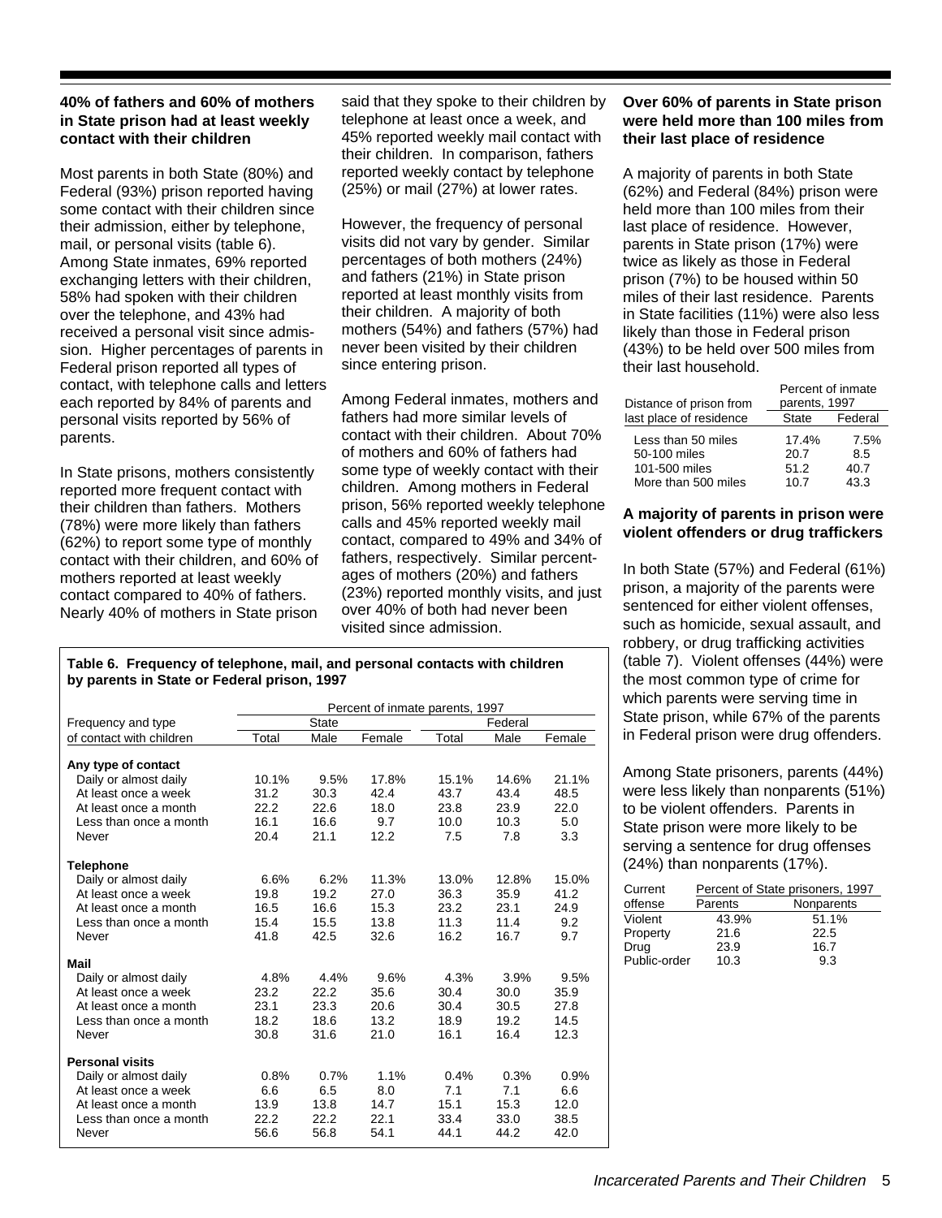### 40% of fathers and 60% of mothers in State prison had at least weekly contact with their children

Most parents in both State (80%) and Federal (93%) prison reported having some contact with their children since their admission, either by telephone, mail, or personal visits (table 6). Among State inmates, 69% reported exchanging letters with their children, 58% had spoken with their children over the telephone, and 43% had received a personal visit since admission. Higher percentages of parents in Federal prison reported all types of contact, with telephone calls and letters each reported by 84% of parents and personal visits reported by 56% of parents.

In State prisons, mothers consistently reported more frequent contact with their children than fathers. Mothers (78%) were more likely than fathers (62%) to report some type of monthly contact with their children, and 60% of mothers reported at least weekly contact compared to 40% of fathers. Nearly 40% of mothers in State prison said that they spoke to their children by telephone at least once a week, and 45% reported weekly mail contact with their children. In comparison, fathers reported weekly contact by telephone (25%) or mail (27%) at lower rates.

However, the frequency of personal visits did not vary by gender. Similar percentages of both mothers (24%) and fathers (21%) in State prison reported at least monthly visits from their children. A majority of both mothers (54%) and fathers (57%) had never been visited by their children since entering prison.

Among Federal inmates, mothers and fathers had more similar levels of contact with their children. About 70% of mothers and 60% of fathers had some type of weekly contact with their children. Among mothers in Federal prison, 56% reported weekly telephone calls and 45% reported weekly mail contact, compared to 49% and 34% of fathers, respectively. Similar percentages of mothers (20%) and fathers (23%) reported monthly visits, and just over 40% of both had never been visited since admission.

**Table 6. Frequency of telephone, mail, and personal contacts with children by parents in State or Federal prison, 1997**

| Frequency and type of contact with children | Percent of inmate parents, 1997 State Total | State Male | State Female | Federal Total | Federal Male | Federal Female |
|---|---|---|---|---|---|---|
| **Any type of contact** | | | | | | |
| Daily or almost daily | 10.1% | 9.5% | 17.8% | 15.1% | 14.6% | 21.1% |
| At least once a week | 31.2 | 30.3 | 42.4 | 43.7 | 43.4 | 48.5 |
| At least once a month | 22.2 | 22.6 | 18.0 | 23.8 | 23.9 | 22.0 |
| Less than once a month | 16.1 | 16.6 | 9.7 | 10.0 | 10.3 | 5.0 |
| Never | 20.4 | 21.1 | 12.2 | 7.5 | 7.8 | 3.3 |
| **Telephone** | | | | | | |
| Daily or almost daily | 6.6% | 6.2% | 11.3% | 13.0% | 12.8% | 15.0% |
| At least once a week | 19.8 | 19.2 | 27.0 | 36.3 | 35.9 | 41.2 |
| At least once a month | 16.5 | 16.6 | 15.3 | 23.2 | 23.1 | 24.9 |
| Less than once a month | 15.4 | 15.5 | 13.8 | 11.3 | 11.4 | 9.2 |
| Never | 41.8 | 42.5 | 32.6 | 16.2 | 16.7 | 9.7 |
| **Mail** | | | | | | |
| Daily or almost daily | 4.8% | 4.4% | 9.6% | 4.3% | 3.9% | 9.5% |
| At least once a week | 23.2 | 22.2 | 35.6 | 30.4 | 30.0 | 35.9 |
| At least once a month | 23.1 | 23.3 | 20.6 | 30.4 | 30.5 | 27.8 |
| Less than once a month | 18.2 | 18.6 | 13.2 | 18.9 | 19.2 | 14.5 |
| Never | 30.8 | 31.6 | 21.0 | 16.1 | 16.4 | 12.3 |
| **Personal visits** | | | | | | |
| Daily or almost daily | 0.8% | 0.7% | 1.1% | 0.4% | 0.3% | 0.9% |
| At least once a week | 6.6 | 6.5 | 8.0 | 7.1 | 7.1 | 6.6 |
| At least once a month | 13.9 | 13.8 | 14.7 | 15.1 | 15.3 | 12.0 |
| Less than once a month | 22.2 | 22.2 | 22.1 | 33.4 | 33.0 | 38.5 |
| Never | 56.6 | 56.8 | 54.1 | 44.1 | 44.2 | 42.0 |

### Over 60% of parents in State prison were held more than 100 miles from their last place of residence

A majority of parents in both State (62%) and Federal (84%) prison were held more than 100 miles from their last place of residence. However, parents in State prison (17%) were twice as likely as those in Federal prison (7%) to be housed within 50 miles of their last residence. Parents in State facilities (11%) were also less likely than those in Federal prison (43%) to be held over 500 miles from their last household.

| Distance of prison from last place of residence | Percent of inmate parents, 1997 State | Federal |
|---|---|---|
| Less than 50 miles | 17.4% | 7.5% |
| 50-100 miles | 20.7 | 8.5 |
| 101-500 miles | 51.2 | 40.7 |
| More than 500 miles | 10.7 | 43.3 |

### A majority of parents in prison were violent offenders or drug traffickers

In both State (57%) and Federal (61%) prison, a majority of the parents were sentenced for either violent offenses, such as homicide, sexual assault, and robbery, or drug trafficking activities (table 7). Violent offenses (44%) were the most common type of crime for which parents were serving time in State prison, while 67% of the parents in Federal prison were drug offenders.

Among State prisoners, parents (44%) were less likely than nonparents (51%) to be violent offenders. Parents in State prison were more likely to be serving a sentence for drug offenses (24%) than nonparents (17%).

| Current offense | Percent of State prisoners, 1997 Parents | Nonparents |
|---|---|---|
| Violent | 43.9% | 51.1% |
| Property | 21.6 | 22.5 |
| Drug | 23.9 | 16.7 |
| Public-order | 10.3 | 9.3 |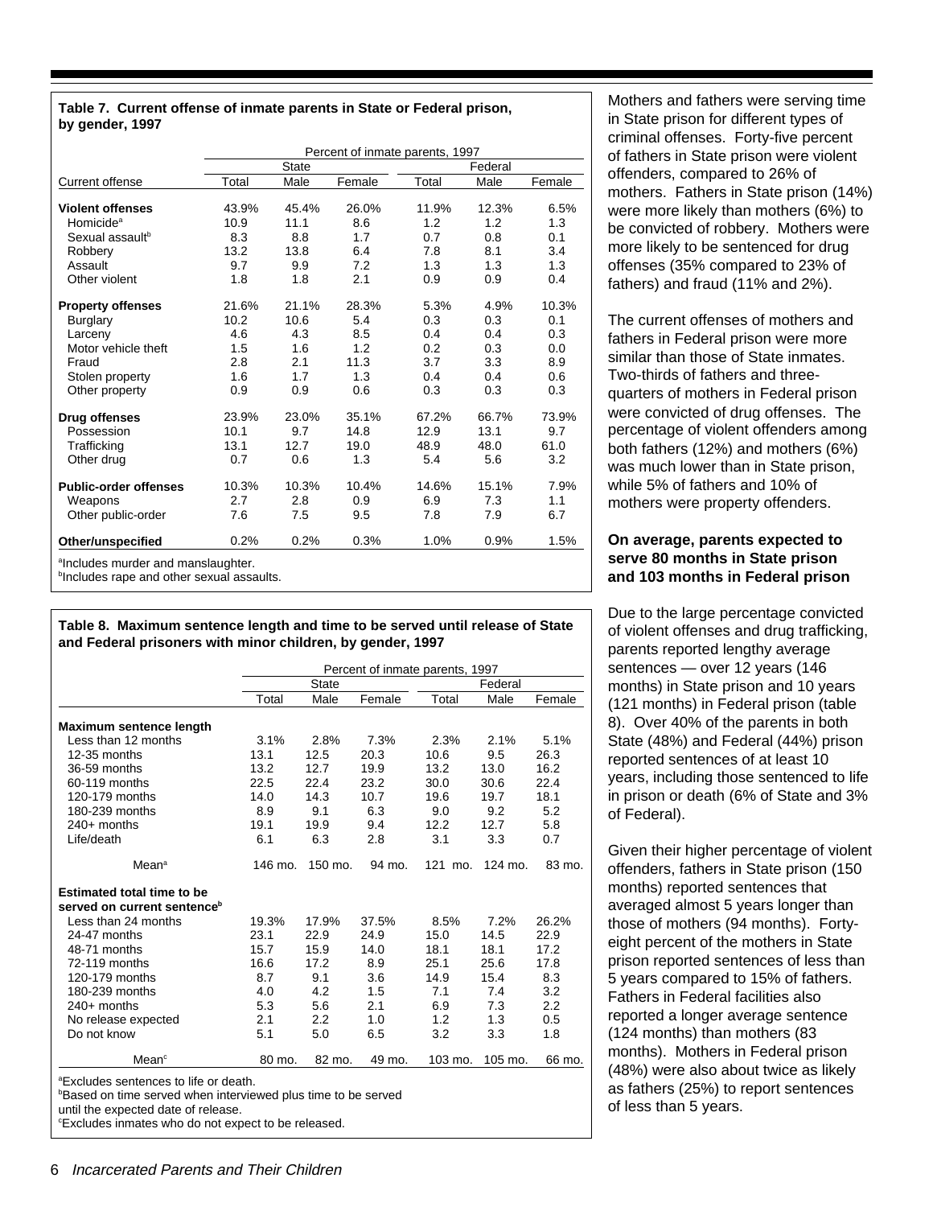**Table 7. Current offense of inmate parents in State or Federal prison, by gender, 1997**

| Current offense | Percent of inmate parents, 1997 | | | | | |
|---|---|---|---|---|---|---|
| | State | | | Federal | | |
| | Total | Male | Female | Total | Male | Female |
| **Violent offenses** | 43.9% | 45.4% | 26.0% | 11.9% | 12.3% | 6.5% |
| Homicide[a] | 10.9 | 11.1 | 8.6 | 1.2 | 1.2 | 1.3 |
| Sexual assault[b] | 8.3 | 8.8 | 1.7 | 0.7 | 0.8 | 0.1 |
| Robbery | 13.2 | 13.8 | 6.4 | 7.8 | 8.1 | 3.4 |
| Assault | 9.7 | 9.9 | 7.2 | 1.3 | 1.3 | 1.3 |
| Other violent | 1.8 | 1.8 | 2.1 | 0.9 | 0.9 | 0.4 |
| **Property offenses** | 21.6% | 21.1% | 28.3% | 5.3% | 4.9% | 10.3% |
| Burglary | 10.2 | 10.6 | 5.4 | 0.3 | 0.3 | 0.1 |
| Larceny | 4.6 | 4.3 | 8.5 | 0.4 | 0.4 | 0.3 |
| Motor vehicle theft | 1.5 | 1.6 | 1.2 | 0.2 | 0.3 | 0.0 |
| Fraud | 2.8 | 2.1 | 11.3 | 3.7 | 3.3 | 8.9 |
| Stolen property | 1.6 | 1.7 | 1.3 | 0.4 | 0.4 | 0.6 |
| Other property | 0.9 | 0.9 | 0.6 | 0.3 | 0.3 | 0.3 |
| **Drug offenses** | 23.9% | 23.0% | 35.1% | 67.2% | 66.7% | 73.9% |
| Possession | 10.1 | 9.7 | 14.8 | 12.9 | 13.1 | 9.7 |
| Trafficking | 13.1 | 12.7 | 19.0 | 48.9 | 48.0 | 61.0 |
| Other drug | 0.7 | 0.6 | 1.3 | 5.4 | 5.6 | 3.2 |
| **Public-order offenses** | 10.3% | 10.3% | 10.4% | 14.6% | 15.1% | 7.9% |
| Weapons | 2.7 | 2.8 | 0.9 | 6.9 | 7.3 | 1.1 |
| Other public-order | 7.6 | 7.5 | 9.5 | 7.8 | 7.9 | 6.7 |
| **Other/unspecified** | 0.2% | 0.2% | 0.3% | 1.0% | 0.9% | 1.5% |

[a]Includes murder and manslaughter.
[b]Includes rape and other sexual assaults.

**Table 8. Maximum sentence length and time to be served until release of State and Federal prisoners with minor children, by gender, 1997**

| | Percent of inmate parents, 1997 | | | | | |
|---|---|---|---|---|---|---|
| | State | | | Federal | | |
| | Total | Male | Female | Total | Male | Female |
| **Maximum sentence length** | | | | | | |
| Less than 12 months | 3.1% | 2.8% | 7.3% | 2.3% | 2.1% | 5.1% |
| 12-35 months | 13.1 | 12.5 | 20.3 | 10.6 | 9.5 | 26.3 |
| 36-59 months | 13.2 | 12.7 | 19.9 | 13.2 | 13.0 | 16.2 |
| 60-119 months | 22.5 | 22.4 | 23.2 | 30.0 | 30.6 | 22.4 |
| 120-179 months | 14.0 | 14.3 | 10.7 | 19.6 | 19.7 | 18.1 |
| 180-239 months | 8.9 | 9.1 | 6.3 | 9.0 | 9.2 | 5.2 |
| 240+ months | 19.1 | 19.9 | 9.4 | 12.2 | 12.7 | 5.8 |
| Life/death | 6.1 | 6.3 | 2.8 | 3.1 | 3.3 | 0.7 |
| Mean[a] | 146 mo. | 150 mo. | 94 mo. | 121 mo. | 124 mo. | 83 mo. |
| **Estimated total time to be served on current sentence[b]** | | | | | | |
| Less than 24 months | 19.3% | 17.9% | 37.5% | 8.5% | 7.2% | 26.2% |
| 24-47 months | 23.1 | 22.9 | 24.9 | 15.0 | 14.5 | 22.9 |
| 48-71 months | 15.7 | 15.9 | 14.0 | 18.1 | 18.1 | 17.2 |
| 72-119 months | 16.6 | 17.2 | 8.9 | 25.1 | 25.6 | 17.8 |
| 120-179 months | 8.7 | 9.1 | 3.6 | 14.9 | 15.4 | 8.3 |
| 180-239 months | 4.0 | 4.2 | 1.5 | 7.1 | 7.4 | 3.2 |
| 240+ months | 5.3 | 5.6 | 2.1 | 6.9 | 7.3 | 2.2 |
| No release expected | 2.1 | 2.2 | 1.0 | 1.2 | 1.3 | 0.5 |
| Do not know | 5.1 | 5.0 | 6.5 | 3.2 | 3.3 | 1.8 |
| Mean[c] | 80 mo. | 82 mo. | 49 mo. | 103 mo. | 105 mo. | 66 mo. |

[a]Excludes sentences to life or death.
[b]Based on time served when interviewed plus time to be served until the expected date of release.
[c]Excludes inmates who do not expect to be released.

Mothers and fathers were serving time in State prison for different types of criminal offenses. Forty-five percent of fathers in State prison were violent offenders, compared to 26% of mothers. Fathers in State prison (14%) were more likely than mothers (6%) to be convicted of robbery. Mothers were more likely to be sentenced for drug offenses (35% compared to 23% of fathers) and fraud (11% and 2%).

The current offenses of mothers and fathers in Federal prison were more similar than those of State inmates. Two-thirds of fathers and three-quarters of mothers in Federal prison were convicted of drug offenses. The percentage of violent offenders among both fathers (12%) and mothers (6%) was much lower than in State prison, while 5% of fathers and 10% of mothers were property offenders.

### On average, parents expected to serve 80 months in State prison and 103 months in Federal prison

Due to the large percentage convicted of violent offenses and drug trafficking, parents reported lengthy average sentences — over 12 years (146 months) in State prison and 10 years (121 months) in Federal prison (table 8). Over 40% of the parents in both State (48%) and Federal (44%) prison reported sentences of at least 10 years, including those sentenced to life in prison or death (6% of State and 3% of Federal).

Given their higher percentage of violent offenders, fathers in State prison (150 months) reported sentences that averaged almost 5 years longer than those of mothers (94 months). Forty-eight percent of the mothers in State prison reported sentences of less than 5 years compared to 15% of fathers. Fathers in Federal facilities also reported a longer average sentence (124 months) than mothers (83 months). Mothers in Federal prison (48%) were also about twice as likely as fathers (25%) to report sentences of less than 5 years.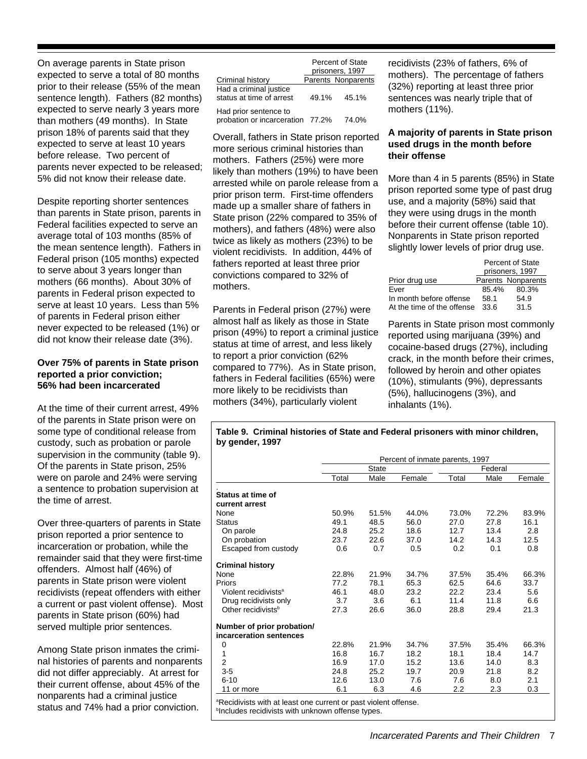On average parents in State prison expected to serve a total of 80 months prior to their release (55% of the mean sentence length). Fathers (82 months) expected to serve nearly 3 years more than mothers (49 months). In State prison 18% of parents said that they expected to serve at least 10 years before release. Two percent of parents never expected to be released; 5% did not know their release date.

Despite reporting shorter sentences than parents in State prison, parents in Federal facilities expected to serve an average total of 103 months (85% of the mean sentence length). Fathers in Federal prison (105 months) expected to serve about 3 years longer than mothers (66 months). About 30% of parents in Federal prison expected to serve at least 10 years. Less than 5% of parents in Federal prison either never expected to be released (1%) or did not know their release date (3%).

**Over 75% of parents in State prison reported a prior conviction; 56% had been incarcerated**

At the time of their current arrest, 49% of the parents in State prison were on some type of conditional release from custody, such as probation or parole supervision in the community (table 9). Of the parents in State prison, 25% were on parole and 24% were serving a sentence to probation supervision at the time of arrest.

Over three-quarters of parents in State prison reported a prior sentence to incarceration or probation, while the remainder said that they were first-time offenders. Almost half (46%) of parents in State prison were violent recidivists (repeat offenders with either a current or past violent offense). Most parents in State prison (60%) had served multiple prior sentences.

Among State prison inmates the criminal histories of parents and nonparents did not differ appreciably. At arrest for their current offense, about 45% of the nonparents had a criminal justice status and 74% had a prior conviction.

| Criminal history | Percent of State prisoners, 1997 | |
|---|---|---|
| | Parents | Nonparents |
| Had a criminal justice status at time of arrest | 49.1% | 45.1% |
| Had prior sentence to probation or incarceration | 77.2% | 74.0% |

Overall, fathers in State prison reported more serious criminal histories than mothers. Fathers (25%) were more likely than mothers (19%) to have been arrested while on parole release from a prior prison term. First-time offenders made up a smaller share of fathers in State prison (22% compared to 35% of mothers), and fathers (48%) were also twice as likely as mothers (23%) to be violent recidivists. In addition, 44% of fathers reported at least three prior convictions compared to 32% of mothers.

Parents in Federal prison (27%) were almost half as likely as those in State prison (49%) to report a criminal justice status at time of arrest, and less likely to report a prior conviction (62% compared to 77%). As in State prison, fathers in Federal facilities (65%) were more likely to be recidivists than mothers (34%), particularly violent recidivists (23% of fathers, 6% of mothers). The percentage of fathers (32%) reporting at least three prior sentences was nearly triple that of mothers (11%).

**A majority of parents in State prison used drugs in the month before their offense**

More than 4 in 5 parents (85%) in State prison reported some type of past drug use, and a majority (58%) said that they were using drugs in the month before their current offense (table 10). Nonparents in State prison reported slightly lower levels of prior drug use.

| Prior drug use | Percent of State prisoners, 1997 | |
|---|---|---|
| | Parents | Nonparents |
| Ever | 85.4% | 80.3% |
| In month before offense | 58.1 | 54.9 |
| At the time of the offense | 33.6 | 31.5 |

Parents in State prison most commonly reported using marijuana (39%) and cocaine-based drugs (27%), including crack, in the month before their crimes, followed by heroin and other opiates (10%), stimulants (9%), depressants (5%), hallucinogens (3%), and inhalants (1%).

**Table 9. Criminal histories of State and Federal prisoners with minor children, by gender, 1997**

| | Percent of inmate parents, 1997 | | | | | |
|---|---|---|---|---|---|---|
| | State | | | Federal | | |
| | Total | Male | Female | Total | Male | Female |
| **Status at time of current arrest** | | | | | | |
| None | 50.9% | 51.5% | 44.0% | 73.0% | 72.2% | 83.9% |
| Status | 49.1 | 48.5 | 56.0 | 27.0 | 27.8 | 16.1 |
| On parole | 24.8 | 25.2 | 18.6 | 12.7 | 13.4 | 2.8 |
| On probation | 23.7 | 22.6 | 37.0 | 14.2 | 14.3 | 12.5 |
| Escaped from custody | 0.6 | 0.7 | 0.5 | 0.2 | 0.1 | 0.8 |
| **Criminal history** | | | | | | |
| None | 22.8% | 21.9% | 34.7% | 37.5% | 35.4% | 66.3% |
| Priors | 77.2 | 78.1 | 65.3 | 62.5 | 64.6 | 33.7 |
| Violent recidivists[a] | 46.1 | 48.0 | 23.2 | 22.2 | 23.4 | 5.6 |
| Drug recidivists only | 3.7 | 3.6 | 6.1 | 11.4 | 11.8 | 6.6 |
| Other recidivists[b] | 27.3 | 26.6 | 36.0 | 28.8 | 29.4 | 21.3 |
| **Number of prior probation/ incarceration sentences** | | | | | | |
| 0 | 22.8% | 21.9% | 34.7% | 37.5% | 35.4% | 66.3% |
| 1 | 16.8 | 16.7 | 18.2 | 18.1 | 18.4 | 14.7 |
| 2 | 16.9 | 17.0 | 15.2 | 13.6 | 14.0 | 8.3 |
| 3-5 | 24.8 | 25.2 | 19.7 | 20.9 | 21.8 | 8.2 |
| 6-10 | 12.6 | 13.0 | 7.6 | 7.6 | 8.0 | 2.1 |
| 11 or more | 6.1 | 6.3 | 4.6 | 2.2 | 2.3 | 0.3 |

[a]Recidivists with at least one current or past violent offense.
[b]Includes recidivists with unknown offense types.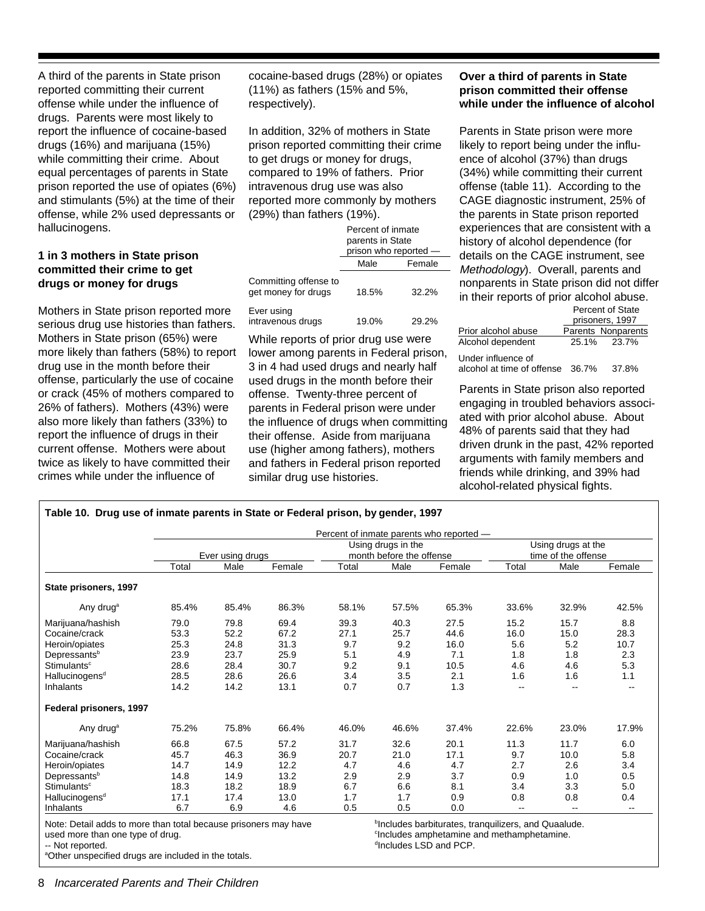A third of the parents in State prison reported committing their current offense while under the influence of drugs. Parents were most likely to report the influence of cocaine-based drugs (16%) and marijuana (15%) while committing their crime. About equal percentages of parents in State prison reported the use of opiates (6%) and stimulants (5%) at the time of their offense, while 2% used depressants or hallucinogens.

### 1 in 3 mothers in State prison committed their crime to get drugs or money for drugs

Mothers in State prison reported more serious drug use histories than fathers. Mothers in State prison (65%) were more likely than fathers (58%) to report drug use in the month before their offense, particularly the use of cocaine or crack (45% of mothers compared to 26% of fathers). Mothers (43%) were also more likely than fathers (33%) to report the influence of drugs in their current offense. Mothers were about twice as likely to have committed their crimes while under the influence of cocaine-based drugs (28%) or opiates (11%) as fathers (15% and 5%, respectively).

In addition, 32% of mothers in State prison reported committing their crime to get drugs or money for drugs, compared to 19% of fathers. Prior intravenous drug use was also reported more commonly by mothers (29%) than fathers (19%).

| | Percent of inmate parents in State prison who reported — | |
|---|---|---|
| | Male | Female |
| Committing offense to get money for drugs | 18.5% | 32.2% |
| Ever using intravenous drugs | 19.0% | 29.2% |

While reports of prior drug use were lower among parents in Federal prison, 3 in 4 had used drugs and nearly half used drugs in the month before their offense. Twenty-three percent of parents in Federal prison were under the influence of drugs when committing their offense. Aside from marijuana use (higher among fathers), mothers and fathers in Federal prison reported similar drug use histories.

### Over a third of parents in State prison committed their offense while under the influence of alcohol

Parents in State prison were more likely to report being under the influence of alcohol (37%) than drugs (34%) while committing their current offense (table 11). According to the CAGE diagnostic instrument, 25% of the parents in State prison reported experiences that are consistent with a history of alcohol dependence (for details on the CAGE instrument, see *Methodology*). Overall, parents and nonparents in State prison did not differ in their reports of prior alcohol abuse.

| | Percent of State prisoners, 1997 | |
|---|---|---|
| Prior alcohol abuse | Parents | Nonparents |
| Alcohol dependent | 25.1% | 23.7% |
| Under influence of alcohol at time of offense | 36.7% | 37.8% |

Parents in State prison also reported engaging in troubled behaviors associated with prior alcohol abuse. About 48% of parents said that they had driven drunk in the past, 42% reported arguments with family members and friends while drinking, and 39% had alcohol-related physical fights.

**Table 10. Drug use of inmate parents in State or Federal prison, by gender, 1997**

| | Percent of inmate parents who reported — | | | | | | | | |
|---|---|---|---|---|---|---|---|---|---|
| | Ever using drugs | | | Using drugs in the month before the offense | | | Using drugs at the time of the offense | | |
| | Total | Male | Female | Total | Male | Female | Total | Male | Female |
| **State prisoners, 1997** | | | | | | | | | |
| Any drug[a] | 85.4% | 85.4% | 86.3% | 58.1% | 57.5% | 65.3% | 33.6% | 32.9% | 42.5% |
| Marijuana/hashish | 79.0 | 79.8 | 69.4 | 39.3 | 40.3 | 27.5 | 15.2 | 15.7 | 8.8 |
| Cocaine/crack | 53.3 | 52.2 | 67.2 | 27.1 | 25.7 | 44.6 | 16.0 | 15.0 | 28.3 |
| Heroin/opiates | 25.3 | 24.8 | 31.3 | 9.7 | 9.2 | 16.0 | 5.6 | 5.2 | 10.7 |
| Depressants[b] | 23.9 | 23.7 | 25.9 | 5.1 | 4.9 | 7.1 | 1.8 | 1.8 | 2.3 |
| Stimulants[c] | 28.6 | 28.4 | 30.7 | 9.2 | 9.1 | 10.5 | 4.6 | 4.6 | 5.3 |
| Hallucinogens[d] | 28.5 | 28.6 | 26.6 | 3.4 | 3.5 | 2.1 | 1.6 | 1.6 | 1.1 |
| Inhalants | 14.2 | 14.2 | 13.1 | 0.7 | 0.7 | 1.3 | -- | -- | -- |
| **Federal prisoners, 1997** | | | | | | | | | |
| Any drug[a] | 75.2% | 75.8% | 66.4% | 46.0% | 46.6% | 37.4% | 22.6% | 23.0% | 17.9% |
| Marijuana/hashish | 66.8 | 67.5 | 57.2 | 31.7 | 32.6 | 20.1 | 11.3 | 11.7 | 6.0 |
| Cocaine/crack | 45.7 | 46.3 | 36.9 | 20.7 | 21.0 | 17.1 | 9.7 | 10.0 | 5.8 |
| Heroin/opiates | 14.7 | 14.9 | 12.2 | 4.7 | 4.6 | 4.7 | 2.7 | 2.6 | 3.4 |
| Depressants[b] | 14.8 | 14.9 | 13.2 | 2.9 | 2.9 | 3.7 | 0.9 | 1.0 | 0.5 |
| Stimulants[c] | 18.3 | 18.2 | 18.9 | 6.7 | 6.6 | 8.1 | 3.4 | 3.3 | 5.0 |
| Hallucinogens[d] | 17.1 | 17.4 | 13.0 | 1.7 | 1.7 | 0.9 | 0.8 | 0.8 | 0.4 |
| Inhalants | 6.7 | 6.9 | 4.6 | 0.5 | 0.5 | 0.0 | -- | -- | -- |

Note: Detail adds to more than total because prisoners may have used more than one type of drug.
-- Not reported.
[a]Other unspecified drugs are included in the totals.
[b]Includes barbiturates, tranquilizers, and Quaalude.
[c]Includes amphetamine and methamphetamine.
[d]Includes LSD and PCP.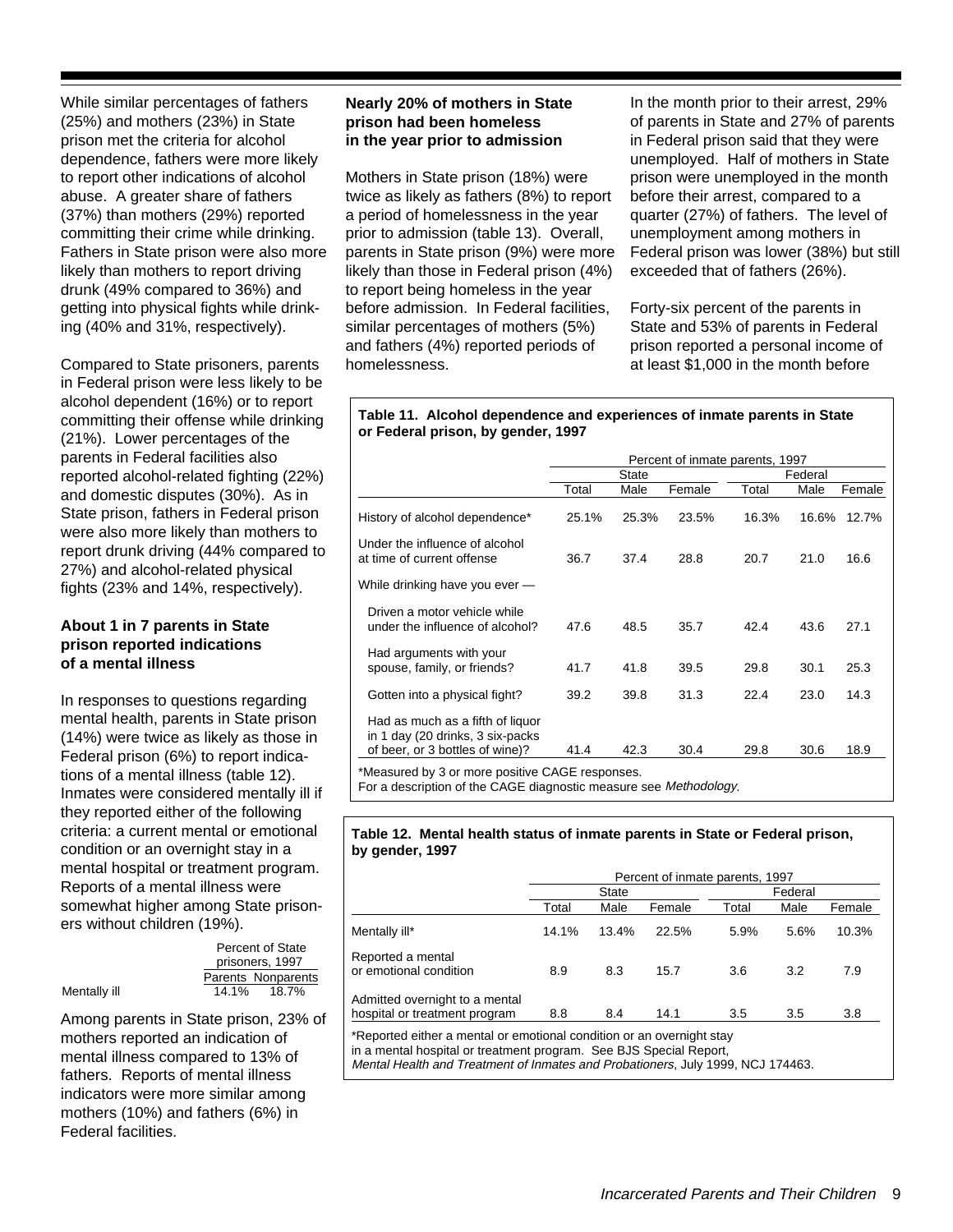While similar percentages of fathers (25%) and mothers (23%) in State prison met the criteria for alcohol dependence, fathers were more likely to report other indications of alcohol abuse. A greater share of fathers (37%) than mothers (29%) reported committing their crime while drinking. Fathers in State prison were also more likely than mothers to report driving drunk (49% compared to 36%) and getting into physical fights while drinking (40% and 31%, respectively).

Compared to State prisoners, parents in Federal prison were less likely to be alcohol dependent (16%) or to report committing their offense while drinking (21%). Lower percentages of the parents in Federal facilities also reported alcohol-related fighting (22%) and domestic disputes (30%). As in State prison, fathers in Federal prison were also more likely than mothers to report drunk driving (44% compared to 27%) and alcohol-related physical fights (23% and 14%, respectively).

### About 1 in 7 parents in State prison reported indications of a mental illness

In responses to questions regarding mental health, parents in State prison (14%) were twice as likely as those in Federal prison (6%) to report indications of a mental illness (table 12). Inmates were considered mentally ill if they reported either of the following criteria: a current mental or emotional condition or an overnight stay in a mental hospital or treatment program. Reports of a mental illness were somewhat higher among State prisoners without children (19%).

| | Percent of State prisoners, 1997 | |
|---|---|---|
| | Parents | Nonparents |
| Mentally ill | 14.1% | 18.7% |

Among parents in State prison, 23% of mothers reported an indication of mental illness compared to 13% of fathers. Reports of mental illness indicators were more similar among mothers (10%) and fathers (6%) in Federal facilities.

### Nearly 20% of mothers in State prison had been homeless in the year prior to admission

Mothers in State prison (18%) were twice as likely as fathers (8%) to report a period of homelessness in the year prior to admission (table 13). Overall, parents in State prison (9%) were more likely than those in Federal prison (4%) to report being homeless in the year before admission. In Federal facilities, similar percentages of mothers (5%) and fathers (4%) reported periods of homelessness.

In the month prior to their arrest, 29% of parents in State and 27% of parents in Federal prison said that they were unemployed. Half of mothers in State prison were unemployed in the month before their arrest, compared to a quarter (27%) of fathers. The level of unemployment among mothers in Federal prison was lower (38%) but still exceeded that of fathers (26%).

Forty-six percent of the parents in State and 53% of parents in Federal prison reported a personal income of at least $1,000 in the month before

**Table 11. Alcohol dependence and experiences of inmate parents in State or Federal prison, by gender, 1997**

| | Percent of inmate parents, 1997 | | | | | |
|---|---|---|---|---|---|---|
| | State | | | Federal | | |
| | Total | Male | Female | Total | Male | Female |
| History of alcohol dependence* | 25.1% | 25.3% | 23.5% | 16.3% | 16.6% | 12.7% |
| Under the influence of alcohol at time of current offense | 36.7 | 37.4 | 28.8 | 20.7 | 21.0 | 16.6 |
| While drinking have you ever — | | | | | | |
| Driven a motor vehicle while under the influence of alcohol? | 47.6 | 48.5 | 35.7 | 42.4 | 43.6 | 27.1 |
| Had arguments with your spouse, family, or friends? | 41.7 | 41.8 | 39.5 | 29.8 | 30.1 | 25.3 |
| Gotten into a physical fight? | 39.2 | 39.8 | 31.3 | 22.4 | 23.0 | 14.3 |
| Had as much as a fifth of liquor in 1 day (20 drinks, 3 six-packs of beer, or 3 bottles of wine)? | 41.4 | 42.3 | 30.4 | 29.8 | 30.6 | 18.9 |

*Measured by 3 or more positive CAGE responses.
For a description of the CAGE diagnostic measure see *Methodology*.

**Table 12. Mental health status of inmate parents in State or Federal prison, by gender, 1997**

| | Percent of inmate parents, 1997 | | | | | |
|---|---|---|---|---|---|---|
| | State | | | Federal | | |
| | Total | Male | Female | Total | Male | Female |
| Mentally ill* | 14.1% | 13.4% | 22.5% | 5.9% | 5.6% | 10.3% |
| Reported a mental or emotional condition | 8.9 | 8.3 | 15.7 | 3.6 | 3.2 | 7.9 |
| Admitted overnight to a mental hospital or treatment program | 8.8 | 8.4 | 14.1 | 3.5 | 3.5 | 3.8 |

*Reported either a mental or emotional condition or an overnight stay in a mental hospital or treatment program. See BJS Special Report, *Mental Health and Treatment of Inmates and Probationers*, July 1999, NCJ 174463.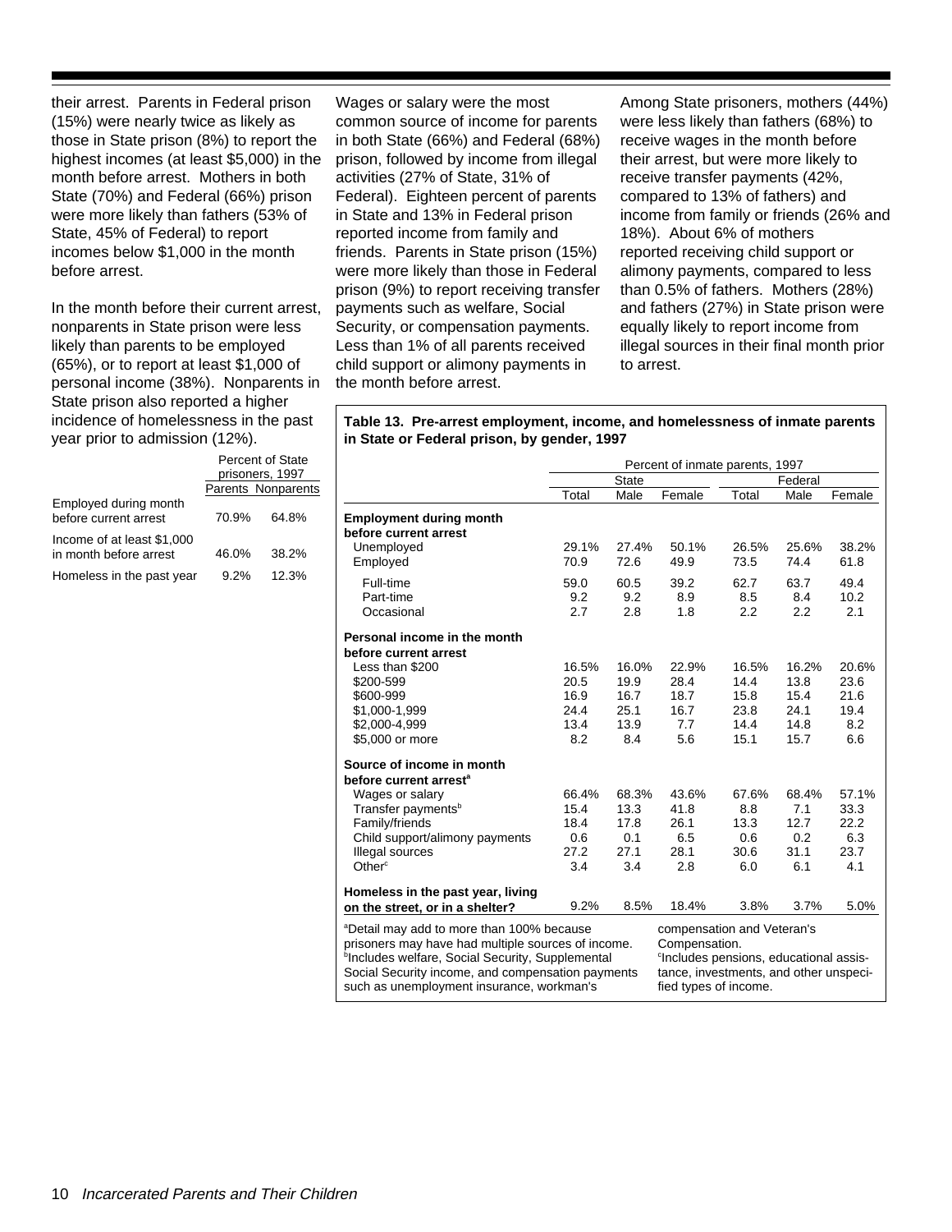their arrest. Parents in Federal prison (15%) were nearly twice as likely as those in State prison (8%) to report the highest incomes (at least $5,000) in the month before arrest. Mothers in both State (70%) and Federal (66%) prison were more likely than fathers (53% of State, 45% of Federal) to report incomes below $1,000 in the month before arrest.

In the month before their current arrest, nonparents in State prison were less likely than parents to be employed (65%), or to report at least $1,000 of personal income (38%). Nonparents in State prison also reported a higher incidence of homelessness in the past year prior to admission (12%).

| | Percent of State prisoners, 1997 | |
|---|---|---|
| | Parents | Nonparents |
| Employed during month before current arrest | 70.9% | 64.8% |
| Income of at least $1,000 in month before arrest | 46.0% | 38.2% |
| Homeless in the past year | 9.2% | 12.3% |

Wages or salary were the most common source of income for parents in both State (66%) and Federal (68%) prison, followed by income from illegal activities (27% of State, 31% of Federal). Eighteen percent of parents in State and 13% in Federal prison reported income from family and friends. Parents in State prison (15%) were more likely than those in Federal prison (9%) to report receiving transfer payments such as welfare, Social Security, or compensation payments. Less than 1% of all parents received child support or alimony payments in the month before arrest.

Among State prisoners, mothers (44%) were less likely than fathers (68%) to receive wages in the month before their arrest, but were more likely to receive transfer payments (42%, compared to 13% of fathers) and income from family or friends (26% and 18%). About 6% of mothers reported receiving child support or alimony payments, compared to less than 0.5% of fathers. Mothers (28%) and fathers (27%) in State prison were equally likely to report income from illegal sources in their final month prior to arrest.

**Table 13. Pre-arrest employment, income, and homelessness of inmate parents in State or Federal prison, by gender, 1997**

| | Percent of inmate parents, 1997 | | | | | |
|---|---|---|---|---|---|---|
| | State | | | Federal | | |
| | Total | Male | Female | Total | Male | Female |
| **Employment during month before current arrest** | | | | | | |
| Unemployed | 29.1% | 27.4% | 50.1% | 26.5% | 25.6% | 38.2% |
| Employed | 70.9 | 72.6 | 49.9 | 73.5 | 74.4 | 61.8 |
| Full-time | 59.0 | 60.5 | 39.2 | 62.7 | 63.7 | 49.4 |
| Part-time | 9.2 | 9.2 | 8.9 | 8.5 | 8.4 | 10.2 |
| Occasional | 2.7 | 2.8 | 1.8 | 2.2 | 2.2 | 2.1 |
| **Personal income in the month before current arrest** | | | | | | |
| Less than $200 | 16.5% | 16.0% | 22.9% | 16.5% | 16.2% | 20.6% |
| $200-599 | 20.5 | 19.9 | 28.4 | 14.4 | 13.8 | 23.6 |
| $600-999 | 16.9 | 16.7 | 18.7 | 15.8 | 15.4 | 21.6 |
| $1,000-1,999 | 24.4 | 25.1 | 16.7 | 23.8 | 24.1 | 19.4 |
| $2,000-4,999 | 13.4 | 13.9 | 7.7 | 14.4 | 14.8 | 8.2 |
| $5,000 or more | 8.2 | 8.4 | 5.6 | 15.1 | 15.7 | 6.6 |
| **Source of income in month before current arrest[a]** | | | | | | |
| Wages or salary | 66.4% | 68.3% | 43.6% | 67.6% | 68.4% | 57.1% |
| Transfer payments[b] | 15.4 | 13.3 | 41.8 | 8.8 | 7.1 | 33.3 |
| Family/friends | 18.4 | 17.8 | 26.1 | 13.3 | 12.7 | 22.2 |
| Child support/alimony payments | 0.6 | 0.1 | 6.5 | 0.6 | 0.2 | 6.3 |
| Illegal sources | 27.2 | 27.1 | 28.1 | 30.6 | 31.1 | 23.7 |
| Other[c] | 3.4 | 3.4 | 2.8 | 6.0 | 6.1 | 4.1 |
| **Homeless in the past year, living on the street, or in a shelter?** | 9.2% | 8.5% | 18.4% | 3.8% | 3.7% | 5.0% |

[a]Detail may add to more than 100% because prisoners may have had multiple sources of income.
[b]Includes welfare, Social Security, Supplemental Social Security income, and compensation payments such as unemployment insurance, workman's compensation and Veteran's Compensation.
[c]Includes pensions, educational assistance, investments, and other unspecified types of income.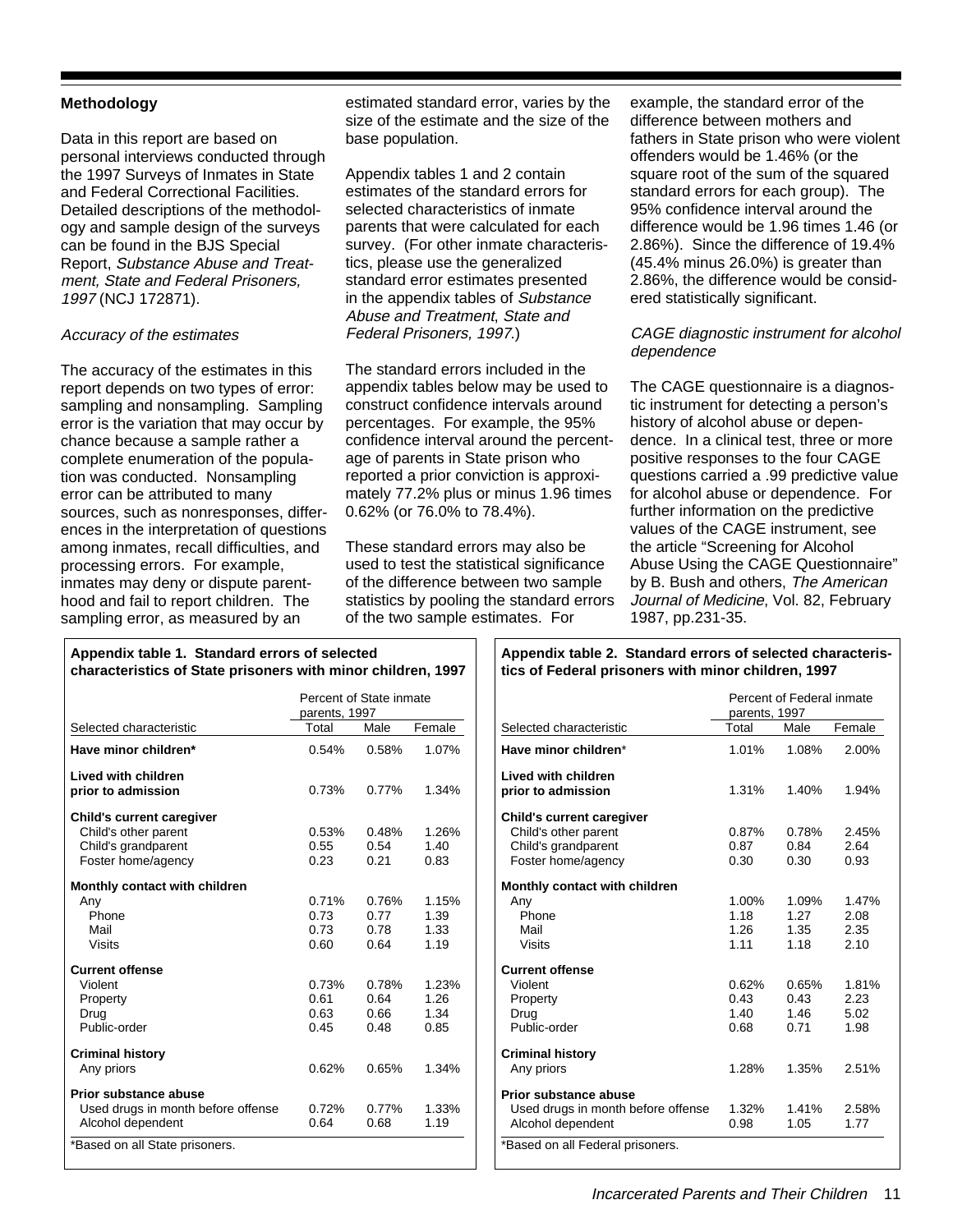## Methodology

Data in this report are based on personal interviews conducted through the 1997 Surveys of Inmates in State and Federal Correctional Facilities. Detailed descriptions of the methodology and sample design of the surveys can be found in the BJS Special Report, *Substance Abuse and Treatment, State and Federal Prisoners, 1997* (NCJ 172871).

### *Accuracy of the estimates*

The accuracy of the estimates in this report depends on two types of error: sampling and nonsampling. Sampling error is the variation that may occur by chance because a sample rather a complete enumeration of the population was conducted. Nonsampling error can be attributed to many sources, such as nonresponses, differences in the interpretation of questions among inmates, recall difficulties, and processing errors. For example, inmates may deny or dispute parenthood and fail to report children. The sampling error, as measured by an estimated standard error, varies by the size of the estimate and the size of the base population.

Appendix tables 1 and 2 contain estimates of the standard errors for selected characteristics of inmate parents that were calculated for each survey. (For other inmate characteristics, please use the generalized standard error estimates presented in the appendix tables of *Substance Abuse and Treatment*, *State and Federal Prisoners, 1997*.)

The standard errors included in the appendix tables below may be used to construct confidence intervals around percentages. For example, the 95% confidence interval around the percentage of parents in State prison who reported a prior conviction is approximately 77.2% plus or minus 1.96 times 0.62% (or 76.0% to 78.4%).

These standard errors may also be used to test the statistical significance of the difference between two sample statistics by pooling the standard errors of the two sample estimates. For example, the standard error of the difference between mothers and fathers in State prison who were violent offenders would be 1.46% (or the square root of the sum of the squared standard errors for each group). The 95% confidence interval around the difference would be 1.96 times 1.46 (or 2.86%). Since the difference of 19.4% (45.4% minus 26.0%) is greater than 2.86%, the difference would be considered statistically significant.

### *CAGE diagnostic instrument for alcohol dependence*

The CAGE questionnaire is a diagnostic instrument for detecting a person's history of alcohol abuse or dependence. In a clinical test, three or more positive responses to the four CAGE questions carried a .99 predictive value for alcohol abuse or dependence. For further information on the predictive values of the CAGE instrument, see the article "Screening for Alcohol Abuse Using the CAGE Questionnaire" by B. Bush and others, *The American Journal of Medicine*, Vol. 82, February 1987, pp.231-35.

**Appendix table 1. Standard errors of selected characteristics of State prisoners with minor children, 1997**

| | Percent of State inmate parents, 1997 | | |
|---|---|---|---|
| Selected characteristic | Total | Male | Female |
| **Have minor children*** | 0.54% | 0.58% | 1.07% |
| **Lived with children prior to admission** | 0.73% | 0.77% | 1.34% |
| **Child's current caregiver** | | | |
| Child's other parent | 0.53% | 0.48% | 1.26% |
| Child's grandparent | 0.55 | 0.54 | 1.40 |
| Foster home/agency | 0.23 | 0.21 | 0.83 |
| **Monthly contact with children** | | | |
| Any | 0.71% | 0.76% | 1.15% |
| Phone | 0.73 | 0.77 | 1.39 |
| Mail | 0.73 | 0.78 | 1.33 |
| Visits | 0.60 | 0.64 | 1.19 |
| **Current offense** | | | |
| Violent | 0.73% | 0.78% | 1.23% |
| Property | 0.61 | 0.64 | 1.26 |
| Drug | 0.63 | 0.66 | 1.34 |
| Public-order | 0.45 | 0.48 | 0.85 |
| **Criminal history** | | | |
| Any priors | 0.62% | 0.65% | 1.34% |
| **Prior substance abuse** | | | |
| Used drugs in month before offense | 0.72% | 0.77% | 1.33% |
| Alcohol dependent | 0.64 | 0.68 | 1.19 |

*Based on all State prisoners.

**Appendix table 2. Standard errors of selected characteristics of Federal prisoners with minor children, 1997**

| | Percent of Federal inmate parents, 1997 | | |
|---|---|---|---|
| Selected characteristic | Total | Male | Female |
| **Have minor children*** | 1.01% | 1.08% | 2.00% |
| **Lived with children prior to admission** | 1.31% | 1.40% | 1.94% |
| **Child's current caregiver** | | | |
| Child's other parent | 0.87% | 0.78% | 2.45% |
| Child's grandparent | 0.87 | 0.84 | 2.64 |
| Foster home/agency | 0.30 | 0.30 | 0.93 |
| **Monthly contact with children** | | | |
| Any | 1.00% | 1.09% | 1.47% |
| Phone | 1.18 | 1.27 | 2.08 |
| Mail | 1.26 | 1.35 | 2.35 |
| Visits | 1.11 | 1.18 | 2.10 |
| **Current offense** | | | |
| Violent | 0.62% | 0.65% | 1.81% |
| Property | 0.43 | 0.43 | 2.23 |
| Drug | 1.40 | 1.46 | 5.02 |
| Public-order | 0.68 | 0.71 | 1.98 |
| **Criminal history** | | | |
| Any priors | 1.28% | 1.35% | 2.51% |
| **Prior substance abuse** | | | |
| Used drugs in month before offense | 1.32% | 1.41% | 2.58% |
| Alcohol dependent | 0.98 | 1.05 | 1.77 |

*Based on all Federal prisoners.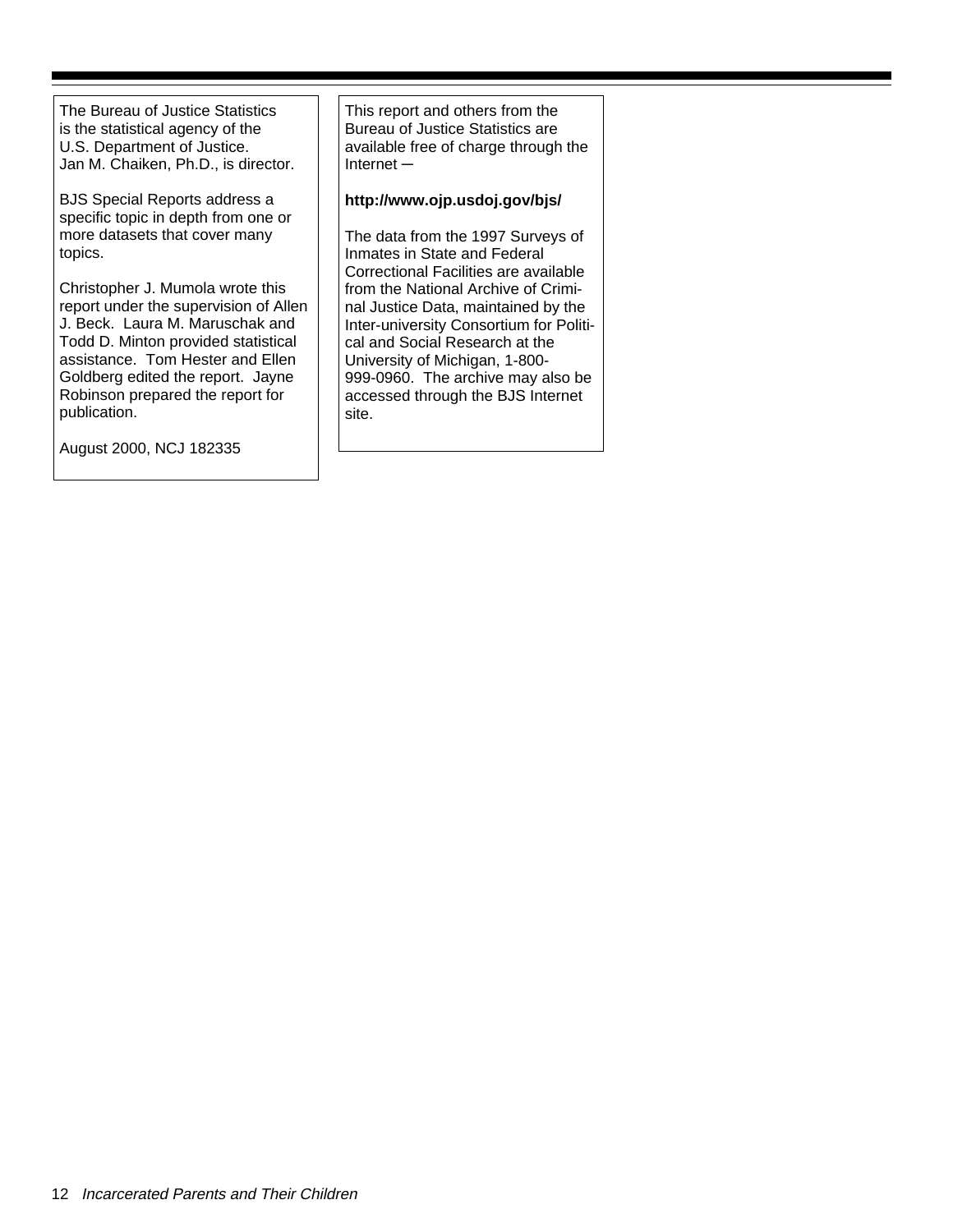The Bureau of Justice Statistics is the statistical agency of the U.S. Department of Justice. Jan M. Chaiken, Ph.D., is director.

BJS Special Reports address a specific topic in depth from one or more datasets that cover many topics.

Christopher J. Mumola wrote this report under the supervision of Allen J. Beck. Laura M. Maruschak and Todd D. Minton provided statistical assistance. Tom Hester and Ellen Goldberg edited the report. Jayne Robinson prepared the report for publication.

August 2000, NCJ 182335

This report and others from the Bureau of Justice Statistics are available free of charge through the Internet —

**http://www.ojp.usdoj.gov/bjs/**

The data from the 1997 Surveys of Inmates in State and Federal Correctional Facilities are available from the National Archive of Criminal Justice Data, maintained by the Inter-university Consortium for Political and Social Research at the University of Michigan, 1-800-999-0960. The archive may also be accessed through the BJS Internet site.